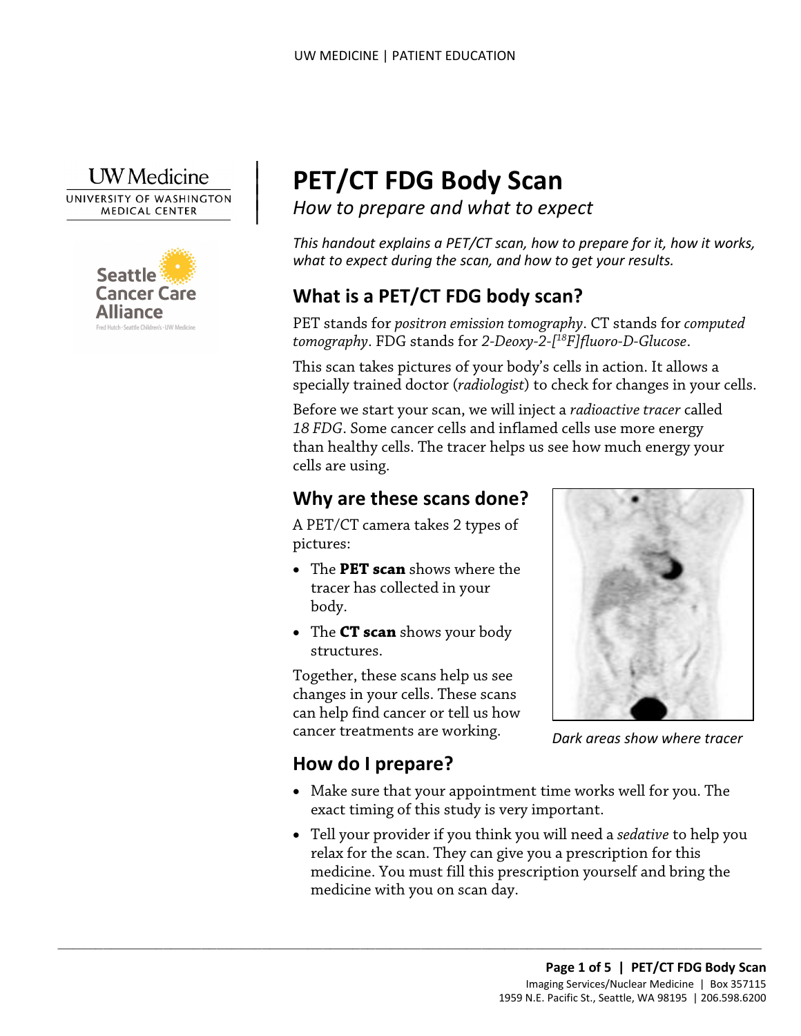# PET/CT FDG Body Scan

*How to prepare and what to expect*

*This handout explains a PET/CT scan, how to prepare for it, how it works, what to expect during the scan, and how to get your results.*

## What is a PET/CT FDG body scan?

PET stands for *positron emission tomography*. CT stands for *computed tomography*. FDG stands for *2-Deoxy-2-[$^{18}$F]fluoro-D-Glucose*.

This scan takes pictures of your body's cells in action. It allows a specially trained doctor (*radiologist*) to check for changes in your cells.

Before we start your scan, we will inject a *radioactive tracer* called *18 FDG*. Some cancer cells and inflamed cells use more energy than healthy cells. The tracer helps us see how much energy your cells are using.

## Why are these scans done?

A PET/CT camera takes 2 types of pictures:

- The **PET scan** shows where the tracer has collected in your body.
- The **CT scan** shows your body structures.

Together, these scans help us see changes in your cells. These scans can help find cancer or tell us how cancer treatments are working.

*Dark areas show where tracer*

## How do I prepare?

- Make sure that your appointment time works well for you. The exact timing of this study is very important.
- Tell your provider if you think you will need a *sedative* to help you relax for the scan. They can give you a prescription for this medicine. You must fill this prescription yourself and bring the medicine with you on scan day.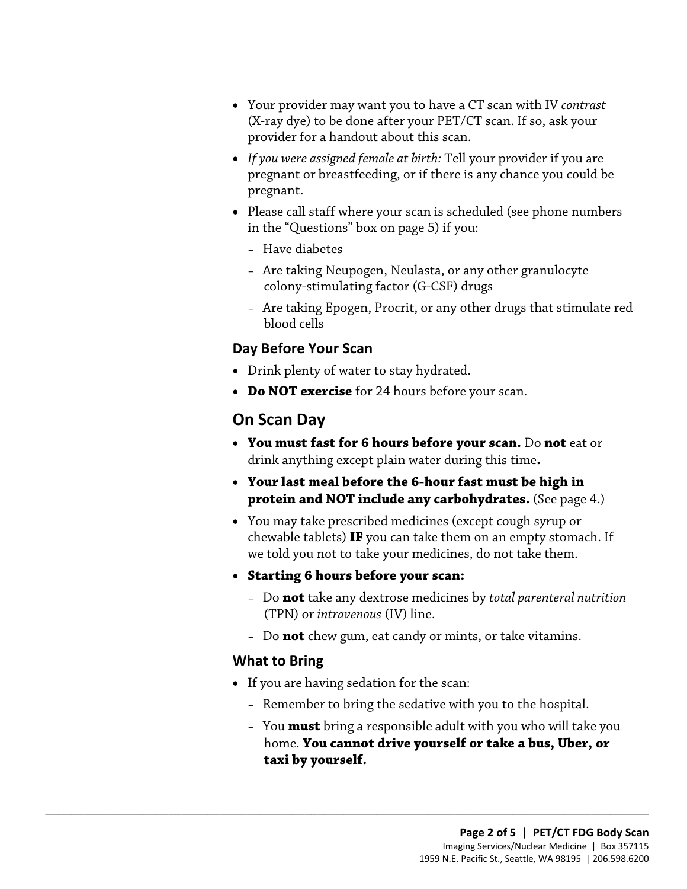- Your provider may want you to have a CT scan with IV *contrast* (X-ray dye) to be done after your PET/CT scan. If so, ask your provider for a handout about this scan.
- *If you were assigned female at birth:* Tell your provider if you are pregnant or breastfeeding, or if there is any chance you could be pregnant.
- Please call staff where your scan is scheduled (see phone numbers in the "Questions" box on page 5) if you:
  - Have diabetes
  - Are taking Neupogen, Neulasta, or any other granulocyte colony-stimulating factor (G-CSF) drugs
  - Are taking Epogen, Procrit, or any other drugs that stimulate red blood cells

### Day Before Your Scan

- Drink plenty of water to stay hydrated.
- **Do NOT exercise** for 24 hours before your scan.

## On Scan Day

- **You must fast for 6 hours before your scan.** Do **not** eat or drink anything except plain water during this time**.**
- **Your last meal before the 6-hour fast must be high in protein and NOT include any carbohydrates.** (See page 4.)
- You may take prescribed medicines (except cough syrup or chewable tablets) **IF** you can take them on an empty stomach. If we told you not to take your medicines, do not take them.
- **Starting 6 hours before your scan:**
  - Do **not** take any dextrose medicines by *total parenteral nutrition* (TPN) or *intravenous* (IV) line.
  - Do **not** chew gum, eat candy or mints, or take vitamins.

### What to Bring

- If you are having sedation for the scan:
  - Remember to bring the sedative with you to the hospital.
  - You **must** bring a responsible adult with you who will take you home. **You cannot drive yourself or take a bus, Uber, or taxi by yourself.**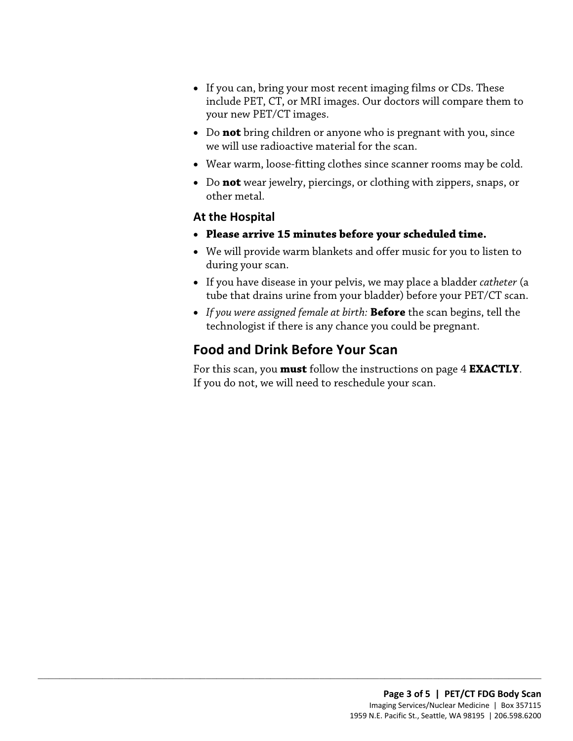- If you can, bring your most recent imaging films or CDs. These include PET, CT, or MRI images. Our doctors will compare them to your new PET/CT images.
- Do **not** bring children or anyone who is pregnant with you, since we will use radioactive material for the scan.
- Wear warm, loose-fitting clothes since scanner rooms may be cold.
- Do **not** wear jewelry, piercings, or clothing with zippers, snaps, or other metal.

### At the Hospital

- **Please arrive 15 minutes before your scheduled time.**
- We will provide warm blankets and offer music for you to listen to during your scan.
- If you have disease in your pelvis, we may place a bladder *catheter* (a tube that drains urine from your bladder) before your PET/CT scan.
- *If you were assigned female at birth:* **Before** the scan begins, tell the technologist if there is any chance you could be pregnant.

## Food and Drink Before Your Scan

For this scan, you **must** follow the instructions on page 4 **EXACTLY**. If you do not, we will need to reschedule your scan.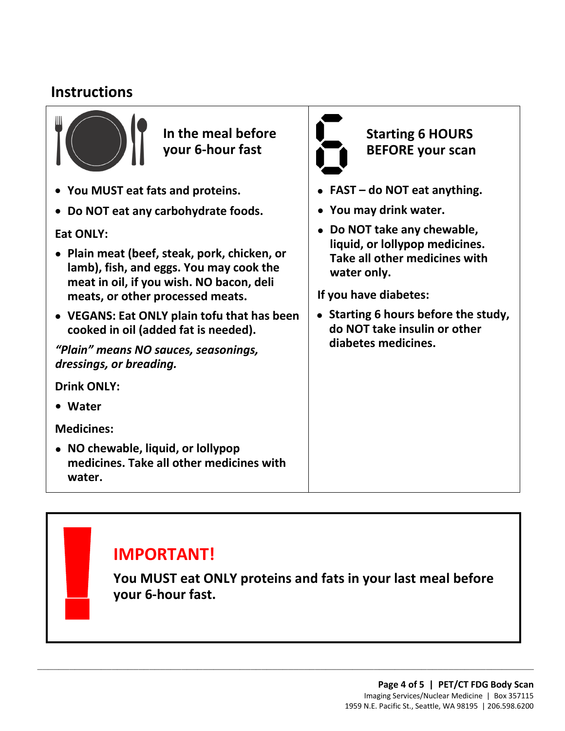## Instructions

### In the meal before your 6-hour fast

- **You MUST eat fats and proteins.**
- **Do NOT eat any carbohydrate foods.**

**Eat ONLY:**

- **Plain meat (beef, steak, pork, chicken, or lamb), fish, and eggs. You may cook the meat in oil, if you wish. NO bacon, deli meats, or other processed meats.**
- **VEGANS: Eat ONLY plain tofu that has been cooked in oil (added fat is needed).**

***"Plain" means NO sauces, seasonings, dressings, or breading.***

**Drink ONLY:**

- **Water**

**Medicines:**

- **NO chewable, liquid, or lollypop medicines. Take all other medicines with water.**

### Starting 6 HOURS BEFORE your scan

- **FAST – do NOT eat anything.**
- **You may drink water.**
- **Do NOT take any chewable, liquid, or lollypop medicines. Take all other medicines with water only.**

**If you have diabetes:**

- **Starting 6 hours before the study, do NOT take insulin or other diabetes medicines.**

## IMPORTANT!

**You MUST eat ONLY proteins and fats in your last meal before your 6-hour fast.**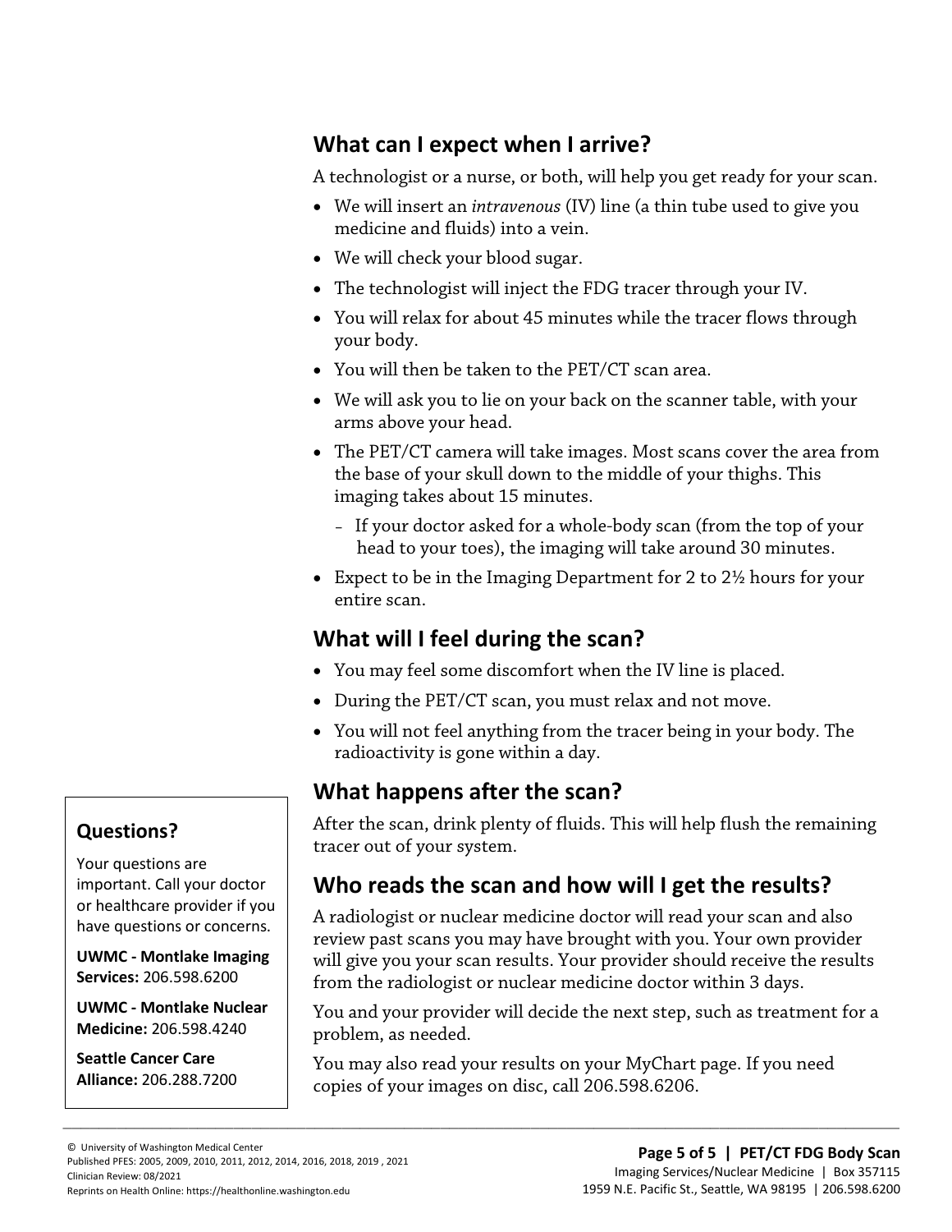## What can I expect when I arrive?

A technologist or a nurse, or both, will help you get ready for your scan.

- We will insert an *intravenous* (IV) line (a thin tube used to give you medicine and fluids) into a vein.
- We will check your blood sugar.
- The technologist will inject the FDG tracer through your IV.
- You will relax for about 45 minutes while the tracer flows through your body.
- You will then be taken to the PET/CT scan area.
- We will ask you to lie on your back on the scanner table, with your arms above your head.
- The PET/CT camera will take images. Most scans cover the area from the base of your skull down to the middle of your thighs. This imaging takes about 15 minutes.
  - If your doctor asked for a whole-body scan (from the top of your head to your toes), the imaging will take around 30 minutes.
- Expect to be in the Imaging Department for 2 to 2½ hours for your entire scan.

## What will I feel during the scan?

- You may feel some discomfort when the IV line is placed.
- During the PET/CT scan, you must relax and not move.
- You will not feel anything from the tracer being in your body. The radioactivity is gone within a day.

## What happens after the scan?

After the scan, drink plenty of fluids. This will help flush the remaining tracer out of your system.

## Who reads the scan and how will I get the results?

A radiologist or nuclear medicine doctor will read your scan and also review past scans you may have brought with you. Your own provider will give you your scan results. Your provider should receive the results from the radiologist or nuclear medicine doctor within 3 days.

You and your provider will decide the next step, such as treatment for a problem, as needed.

You may also read your results on your MyChart page. If you need copies of your images on disc, call 206.598.6206.

### Questions?

Your questions are important. Call your doctor or healthcare provider if you have questions or concerns.

**UWMC - Montlake Imaging Services:** 206.598.6200

**UWMC - Montlake Nuclear Medicine:** 206.598.4240

**Seattle Cancer Care Alliance:** 206.288.7200

© University of Washington Medical Center
Published PFES: 2005, 2009, 2010, 2011, 2012, 2014, 2016, 2018, 2019 , 2021
Clinician Review: 08/2021
Reprints on Health Online: https://healthonline.washington.edu

Imaging Services/Nuclear Medicine | Box 357115
1959 N.E. Pacific St., Seattle, WA 98195 | 206.598.6200